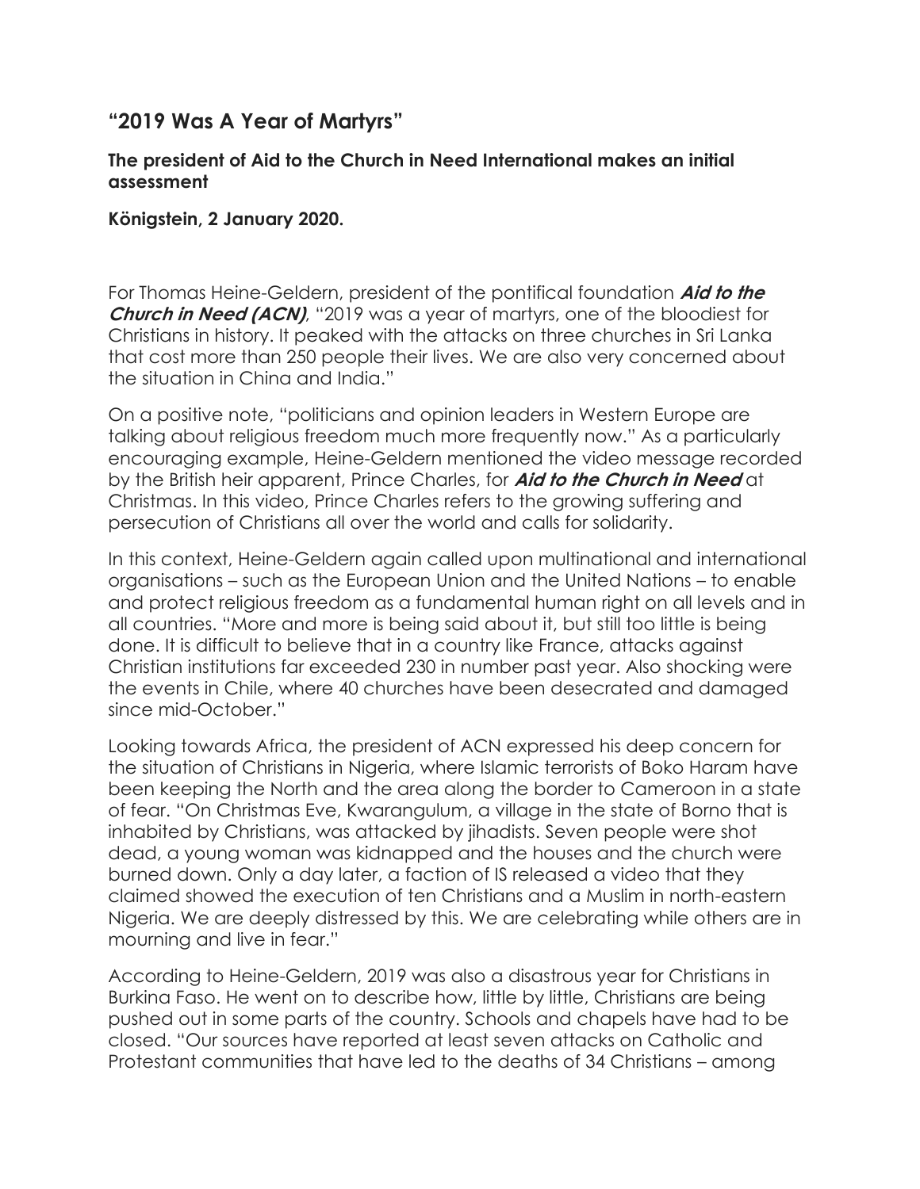## “2019 Was A Year of Martyrs”

**The president of Aid to the Church in Need International makes an initial assessment**

**Königstein, 2 January 2020.**

For Thomas Heine-Geldern, president of the pontifical foundation ***Aid to the Church in Need (ACN)***, “2019 was a year of martyrs, one of the bloodiest for Christians in history. It peaked with the attacks on three churches in Sri Lanka that cost more than 250 people their lives. We are also very concerned about the situation in China and India.”

On a positive note, “politicians and opinion leaders in Western Europe are talking about religious freedom much more frequently now.” As a particularly encouraging example, Heine-Geldern mentioned the video message recorded by the British heir apparent, Prince Charles, for ***Aid to the Church in Need*** at Christmas. In this video, Prince Charles refers to the growing suffering and persecution of Christians all over the world and calls for solidarity.

In this context, Heine-Geldern again called upon multinational and international organisations – such as the European Union and the United Nations – to enable and protect religious freedom as a fundamental human right on all levels and in all countries. “More and more is being said about it, but still too little is being done. It is difficult to believe that in a country like France, attacks against Christian institutions far exceeded 230 in number past year. Also shocking were the events in Chile, where 40 churches have been desecrated and damaged since mid-October.”

Looking towards Africa, the president of ACN expressed his deep concern for the situation of Christians in Nigeria, where Islamic terrorists of Boko Haram have been keeping the North and the area along the border to Cameroon in a state of fear. “On Christmas Eve, Kwarangulum, a village in the state of Borno that is inhabited by Christians, was attacked by jihadists. Seven people were shot dead, a young woman was kidnapped and the houses and the church were burned down. Only a day later, a faction of IS released a video that they claimed showed the execution of ten Christians and a Muslim in north-eastern Nigeria. We are deeply distressed by this. We are celebrating while others are in mourning and live in fear.”

According to Heine-Geldern, 2019 was also a disastrous year for Christians in Burkina Faso. He went on to describe how, little by little, Christians are being pushed out in some parts of the country. Schools and chapels have had to be closed. “Our sources have reported at least seven attacks on Catholic and Protestant communities that have led to the deaths of 34 Christians – among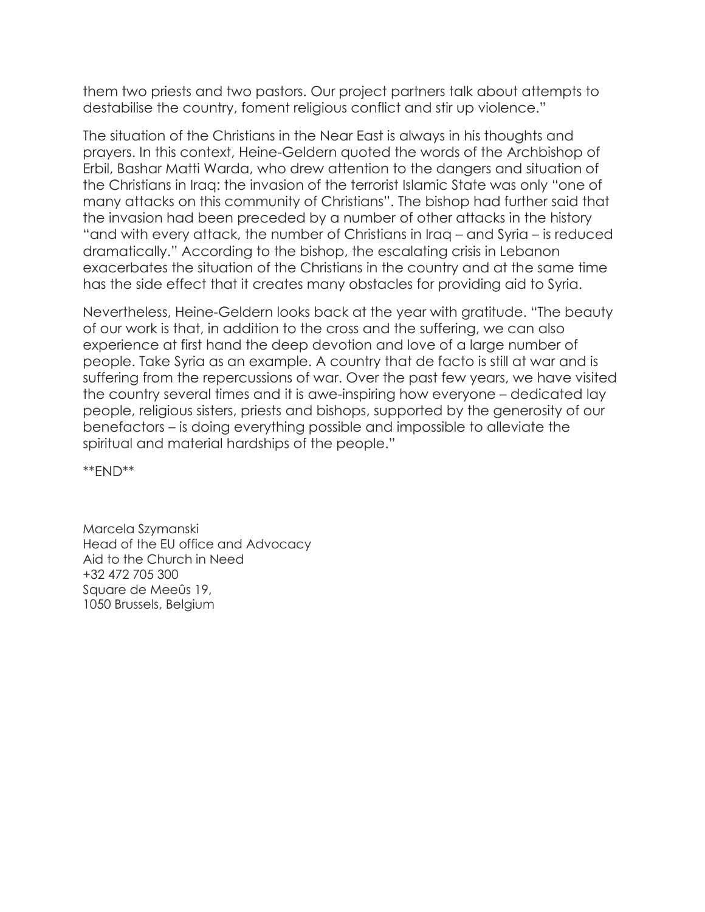them two priests and two pastors. Our project partners talk about attempts to destabilise the country, foment religious conflict and stir up violence."

The situation of the Christians in the Near East is always in his thoughts and prayers. In this context, Heine-Geldern quoted the words of the Archbishop of Erbil, Bashar Matti Warda, who drew attention to the dangers and situation of the Christians in Iraq: the invasion of the terrorist Islamic State was only "one of many attacks on this community of Christians". The bishop had further said that the invasion had been preceded by a number of other attacks in the history "and with every attack, the number of Christians in Iraq – and Syria – is reduced dramatically." According to the bishop, the escalating crisis in Lebanon exacerbates the situation of the Christians in the country and at the same time has the side effect that it creates many obstacles for providing aid to Syria.

Nevertheless, Heine-Geldern looks back at the year with gratitude. "The beauty of our work is that, in addition to the cross and the suffering, we can also experience at first hand the deep devotion and love of a large number of people. Take Syria as an example. A country that de facto is still at war and is suffering from the repercussions of war. Over the past few years, we have visited the country several times and it is awe-inspiring how everyone – dedicated lay people, religious sisters, priests and bishops, supported by the generosity of our benefactors – is doing everything possible and impossible to alleviate the spiritual and material hardships of the people."

\*\*END\*\*

Marcela Szymanski
Head of the EU office and Advocacy
Aid to the Church in Need
+32 472 705 300
Square de Meeûs 19,
1050 Brussels, Belgium